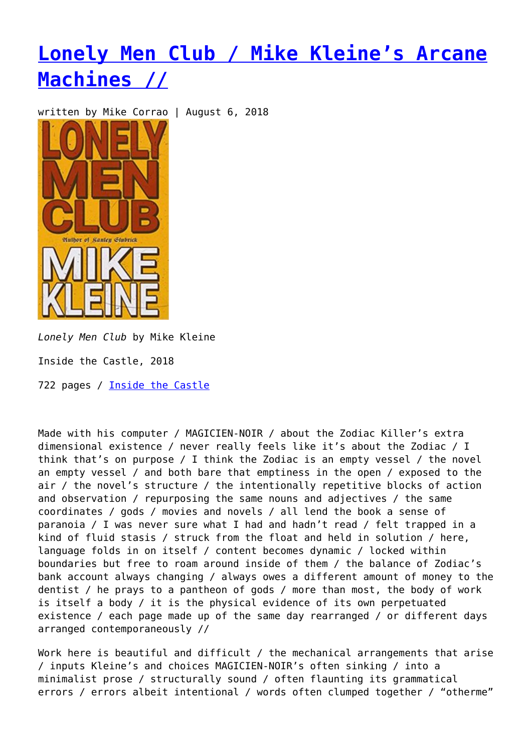# Lonely Men Club / Mike Kleine's Arcane Machines //

written by Mike Corrao | August 6, 2018

*Lonely Men Club* by Mike Kleine

Inside the Castle, 2018

722 pages / Inside the Castle

Made with his computer / MAGICIEN-NOIR / about the Zodiac Killer's extra dimensional existence / never really feels like it's about the Zodiac / I think that's on purpose / I think the Zodiac is an empty vessel / the novel an empty vessel / and both bare that emptiness in the open / exposed to the air / the novel's structure / the intentionally repetitive blocks of action and observation / repurposing the same nouns and adjectives / the same coordinates / gods / movies and novels / all lend the book a sense of paranoia / I was never sure what I had and hadn't read / felt trapped in a kind of fluid stasis / struck from the float and held in solution / here, language folds in on itself / content becomes dynamic / locked within boundaries but free to roam around inside of them / the balance of Zodiac's bank account always changing / always owes a different amount of money to the dentist / he prays to a pantheon of gods / more than most, the body of work is itself a body / it is the physical evidence of its own perpetuated existence / each page made up of the same day rearranged / or different days arranged contemporaneously //

Work here is beautiful and difficult / the mechanical arrangements that arise / inputs Kleine's and choices MAGICIEN-NOIR's often sinking / into a minimalist prose / structurally sound / often flaunting its grammatical errors / errors albeit intentional / words often clumped together / "otherme"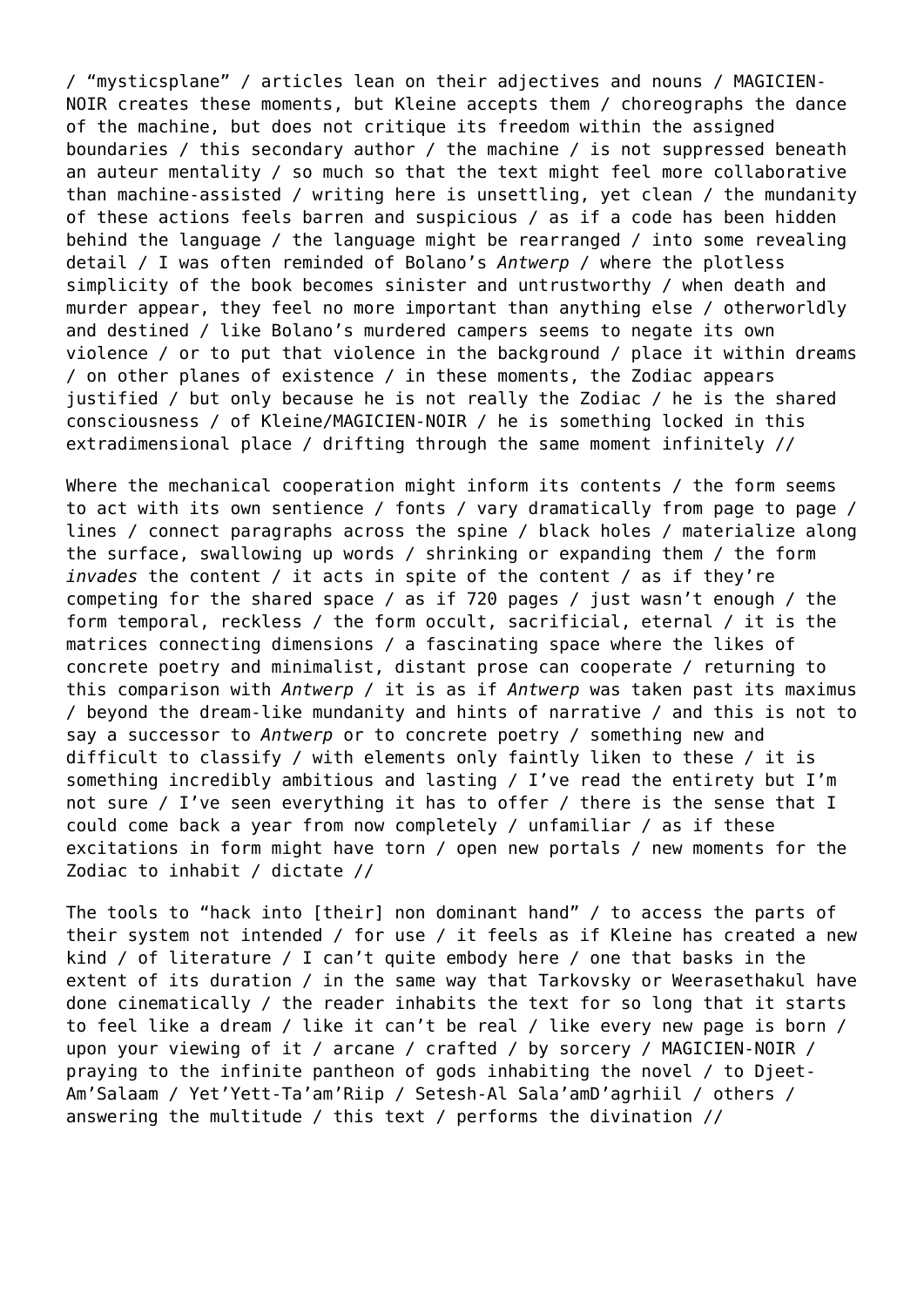/ “mysticsplane” / articles lean on their adjectives and nouns / MAGICIEN-NOIR creates these moments, but Kleine accepts them / choreographs the dance of the machine, but does not critique its freedom within the assigned boundaries / this secondary author / the machine / is not suppressed beneath an auteur mentality / so much so that the text might feel more collaborative than machine-assisted / writing here is unsettling, yet clean / the mundanity of these actions feels barren and suspicious / as if a code has been hidden behind the language / the language might be rearranged / into some revealing detail / I was often reminded of Bolano’s *Antwerp* / where the plotless simplicity of the book becomes sinister and untrustworthy / when death and murder appear, they feel no more important than anything else / otherworldly and destined / like Bolano’s murdered campers seems to negate its own violence / or to put that violence in the background / place it within dreams / on other planes of existence / in these moments, the Zodiac appears justified / but only because he is not really the Zodiac / he is the shared consciousness / of Kleine/MAGICIEN-NOIR / he is something locked in this extradimensional place / drifting through the same moment infinitely //

Where the mechanical cooperation might inform its contents / the form seems to act with its own sentience / fonts / vary dramatically from page to page / lines / connect paragraphs across the spine / black holes / materialize along the surface, swallowing up words / shrinking or expanding them / the form *invades* the content / it acts in spite of the content / as if they’re competing for the shared space / as if 720 pages / just wasn’t enough / the form temporal, reckless / the form occult, sacrificial, eternal / it is the matrices connecting dimensions / a fascinating space where the likes of concrete poetry and minimalist, distant prose can cooperate / returning to this comparison with *Antwerp* / it is as if *Antwerp* was taken past its maximus / beyond the dream-like mundanity and hints of narrative / and this is not to say a successor to *Antwerp* or to concrete poetry / something new and difficult to classify / with elements only faintly liken to these / it is something incredibly ambitious and lasting / I’ve read the entirety but I’m not sure / I’ve seen everything it has to offer / there is the sense that I could come back a year from now completely / unfamiliar / as if these excitations in form might have torn / open new portals / new moments for the Zodiac to inhabit / dictate //

The tools to “hack into [their] non dominant hand” / to access the parts of their system not intended / for use / it feels as if Kleine has created a new kind / of literature / I can’t quite embody here / one that basks in the extent of its duration / in the same way that Tarkovsky or Weerasethakul have done cinematically / the reader inhabits the text for so long that it starts to feel like a dream / like it can’t be real / like every new page is born / upon your viewing of it / arcane / crafted / by sorcery / MAGICIEN-NOIR / praying to the infinite pantheon of gods inhabiting the novel / to Djeet-Am’Salaam / Yet’Yett-Ta’am’Riip / Setesh-Al Sala’amD’agrhiil / others / answering the multitude / this text / performs the divination //